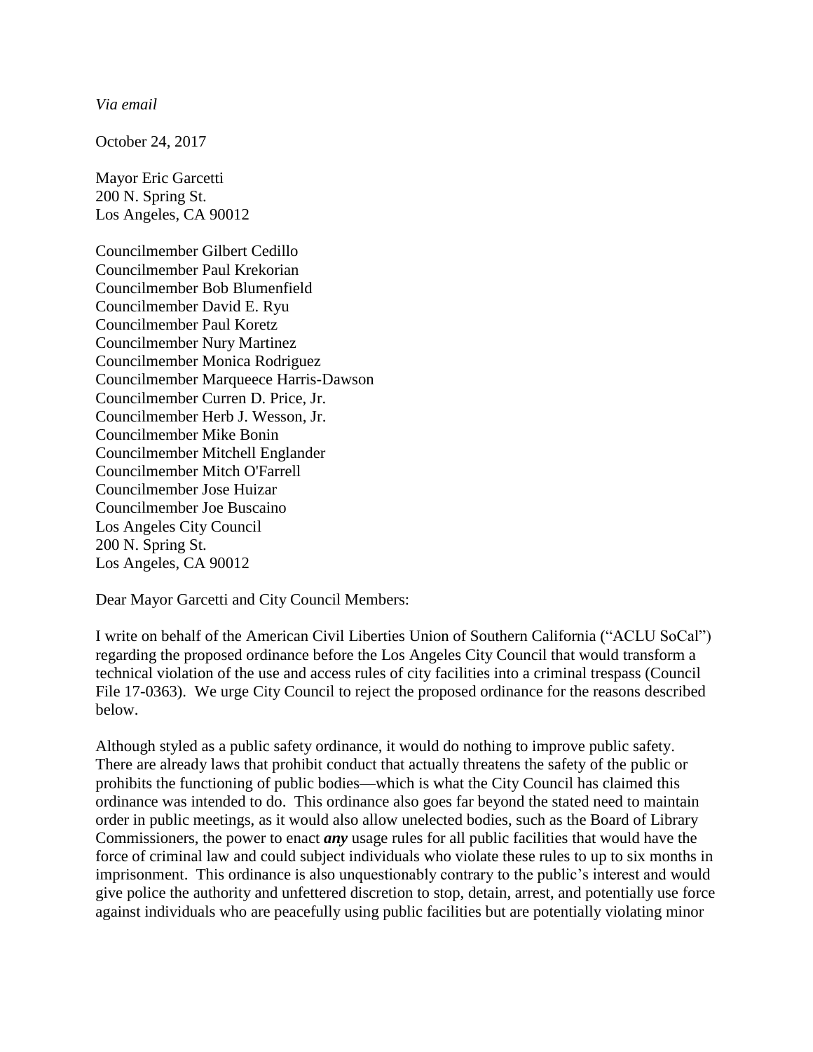*Via email*

October 24, 2017

Mayor Eric Garcetti
200 N. Spring St.
Los Angeles, CA 90012

Councilmember Gilbert Cedillo
Councilmember Paul Krekorian
Councilmember Bob Blumenfield
Councilmember David E. Ryu
Councilmember Paul Koretz
Councilmember Nury Martinez
Councilmember Monica Rodriguez
Councilmember Marqueece Harris-Dawson
Councilmember Curren D. Price, Jr.
Councilmember Herb J. Wesson, Jr.
Councilmember Mike Bonin
Councilmember Mitchell Englander
Councilmember Mitch O'Farrell
Councilmember Jose Huizar
Councilmember Joe Buscaino
Los Angeles City Council
200 N. Spring St.
Los Angeles, CA 90012

Dear Mayor Garcetti and City Council Members:

I write on behalf of the American Civil Liberties Union of Southern California ("ACLU SoCal") regarding the proposed ordinance before the Los Angeles City Council that would transform a technical violation of the use and access rules of city facilities into a criminal trespass (Council File 17-0363). We urge City Council to reject the proposed ordinance for the reasons described below.

Although styled as a public safety ordinance, it would do nothing to improve public safety. There are already laws that prohibit conduct that actually threatens the safety of the public or prohibits the functioning of public bodies—which is what the City Council has claimed this ordinance was intended to do. This ordinance also goes far beyond the stated need to maintain order in public meetings, as it would also allow unelected bodies, such as the Board of Library Commissioners, the power to enact ***any*** usage rules for all public facilities that would have the force of criminal law and could subject individuals who violate these rules to up to six months in imprisonment. This ordinance is also unquestionably contrary to the public's interest and would give police the authority and unfettered discretion to stop, detain, arrest, and potentially use force against individuals who are peacefully using public facilities but are potentially violating minor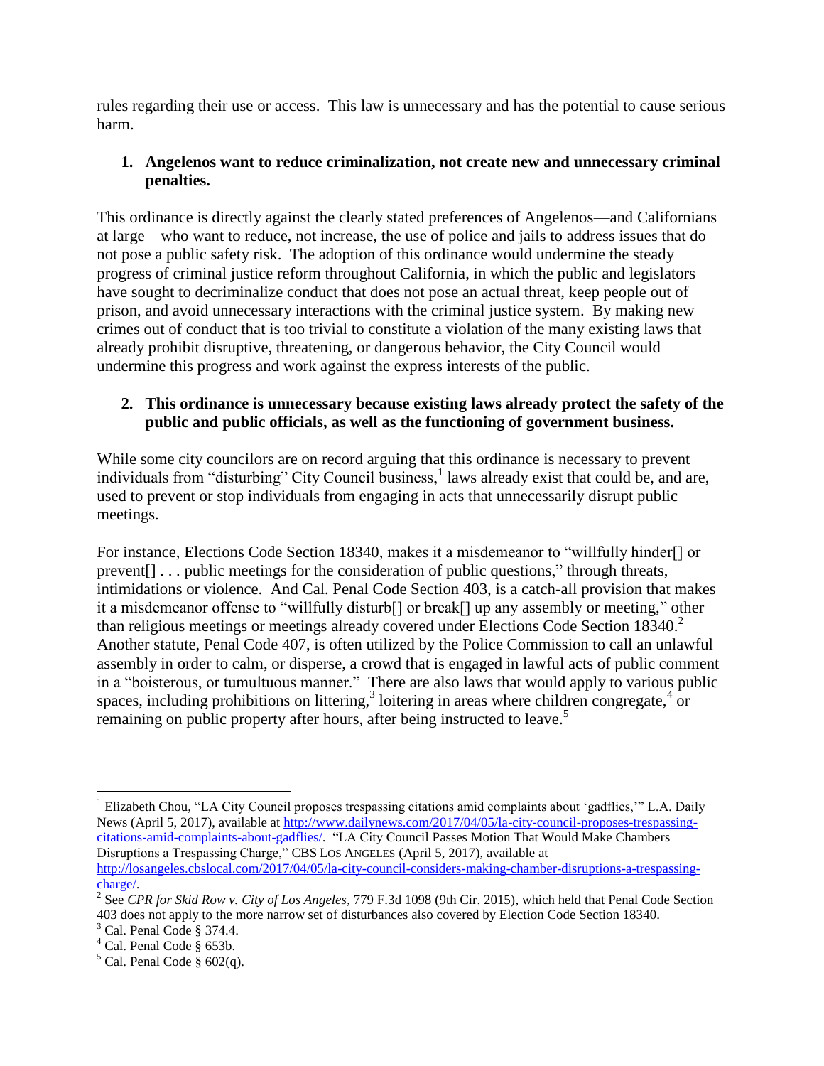rules regarding their use or access. This law is unnecessary and has the potential to cause serious harm.

**1. Angelenos want to reduce criminalization, not create new and unnecessary criminal penalties.**

This ordinance is directly against the clearly stated preferences of Angelenos—and Californians at large—who want to reduce, not increase, the use of police and jails to address issues that do not pose a public safety risk. The adoption of this ordinance would undermine the steady progress of criminal justice reform throughout California, in which the public and legislators have sought to decriminalize conduct that does not pose an actual threat, keep people out of prison, and avoid unnecessary interactions with the criminal justice system. By making new crimes out of conduct that is too trivial to constitute a violation of the many existing laws that already prohibit disruptive, threatening, or dangerous behavior, the City Council would undermine this progress and work against the express interests of the public.

**2. This ordinance is unnecessary because existing laws already protect the safety of the public and public officials, as well as the functioning of government business.**

While some city councilors are on record arguing that this ordinance is necessary to prevent individuals from "disturbing" City Council business,[1] laws already exist that could be, and are, used to prevent or stop individuals from engaging in acts that unnecessarily disrupt public meetings.

For instance, Elections Code Section 18340, makes it a misdemeanor to "willfully hinder[] or prevent[] . . . public meetings for the consideration of public questions," through threats, intimidations or violence. And Cal. Penal Code Section 403, is a catch-all provision that makes it a misdemeanor offense to "willfully disturb[] or break[] up any assembly or meeting," other than religious meetings or meetings already covered under Elections Code Section 18340.[2] Another statute, Penal Code 407, is often utilized by the Police Commission to call an unlawful assembly in order to calm, or disperse, a crowd that is engaged in lawful acts of public comment in a "boisterous, or tumultuous manner." There are also laws that would apply to various public spaces, including prohibitions on littering,[3] loitering in areas where children congregate,[4] or remaining on public property after hours, after being instructed to leave.[5]

---

[1] Elizabeth Chou, "LA City Council proposes trespassing citations amid complaints about 'gadflies,'" L.A. Daily News (April 5, 2017), available at http://www.dailynews.com/2017/04/05/la-city-council-proposes-trespassing-citations-amid-complaints-about-gadflies/. "LA City Council Passes Motion That Would Make Chambers Disruptions a Trespassing Charge," CBS LOS ANGELES (April 5, 2017), available at http://losangeles.cbslocal.com/2017/04/05/la-city-council-considers-making-chamber-disruptions-a-trespassing-charge/.

[2] See *CPR for Skid Row v. City of Los Angeles*, 779 F.3d 1098 (9th Cir. 2015), which held that Penal Code Section 403 does not apply to the more narrow set of disturbances also covered by Election Code Section 18340.

[3] Cal. Penal Code § 374.4.

[4] Cal. Penal Code § 653b.

[5] Cal. Penal Code § 602(q).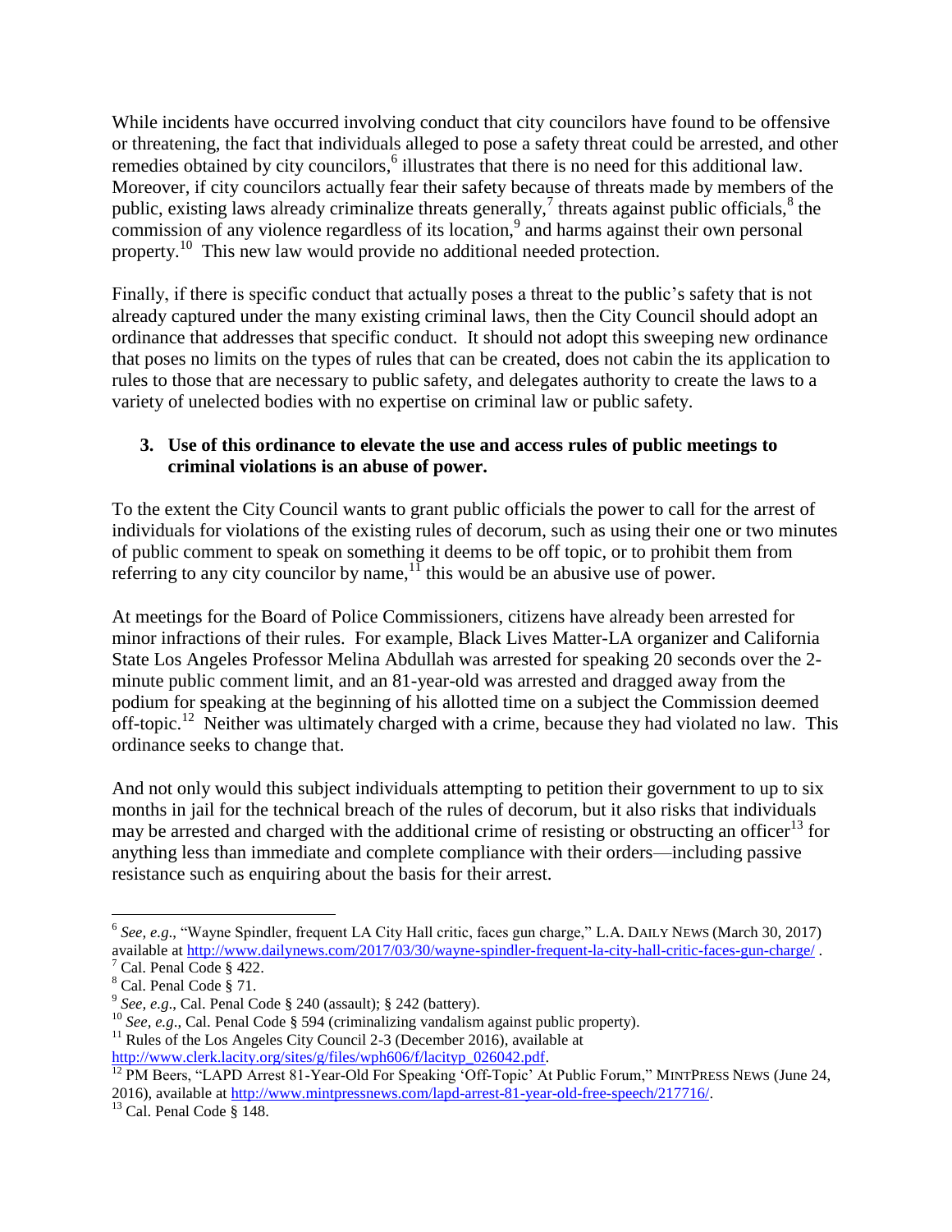While incidents have occurred involving conduct that city councilors have found to be offensive or threatening, the fact that individuals alleged to pose a safety threat could be arrested, and other remedies obtained by city councilors,[6] illustrates that there is no need for this additional law. Moreover, if city councilors actually fear their safety because of threats made by members of the public, existing laws already criminalize threats generally,[7] threats against public officials,[8] the commission of any violence regardless of its location,[9] and harms against their own personal property.[10] This new law would provide no additional needed protection.

Finally, if there is specific conduct that actually poses a threat to the public's safety that is not already captured under the many existing criminal laws, then the City Council should adopt an ordinance that addresses that specific conduct. It should not adopt this sweeping new ordinance that poses no limits on the types of rules that can be created, does not cabin the its application to rules to those that are necessary to public safety, and delegates authority to create the laws to a variety of unelected bodies with no expertise on criminal law or public safety.

### 3. Use of this ordinance to elevate the use and access rules of public meetings to criminal violations is an abuse of power.

To the extent the City Council wants to grant public officials the power to call for the arrest of individuals for violations of the existing rules of decorum, such as using their one or two minutes of public comment to speak on something it deems to be off topic, or to prohibit them from referring to any city councilor by name,[11] this would be an abusive use of power.

At meetings for the Board of Police Commissioners, citizens have already been arrested for minor infractions of their rules. For example, Black Lives Matter-LA organizer and California State Los Angeles Professor Melina Abdullah was arrested for speaking 20 seconds over the 2-minute public comment limit, and an 81-year-old was arrested and dragged away from the podium for speaking at the beginning of his allotted time on a subject the Commission deemed off-topic.[12] Neither was ultimately charged with a crime, because they had violated no law. This ordinance seeks to change that.

And not only would this subject individuals attempting to petition their government to up to six months in jail for the technical breach of the rules of decorum, but it also risks that individuals may be arrested and charged with the additional crime of resisting or obstructing an officer[13] for anything less than immediate and complete compliance with their orders—including passive resistance such as enquiring about the basis for their arrest.

---

[6] *See, e.g.*, "Wayne Spindler, frequent LA City Hall critic, faces gun charge," L.A. DAILY NEWS (March 30, 2017) available at http://www.dailynews.com/2017/03/30/wayne-spindler-frequent-la-city-hall-critic-faces-gun-charge/ .

[7] Cal. Penal Code § 422.

[8] Cal. Penal Code § 71.

[9] *See, e.g.*, Cal. Penal Code § 240 (assault); § 242 (battery).

[10] *See, e.g.*, Cal. Penal Code § 594 (criminalizing vandalism against public property).

[11] Rules of the Los Angeles City Council 2-3 (December 2016), available at http://www.clerk.lacity.org/sites/g/files/wph606/f/lacityp_026042.pdf.

[12] PM Beers, "LAPD Arrest 81-Year-Old For Speaking 'Off-Topic' At Public Forum," MINTPRESS NEWS (June 24, 2016), available at http://www.mintpressnews.com/lapd-arrest-81-year-old-free-speech/217716/.

[13] Cal. Penal Code § 148.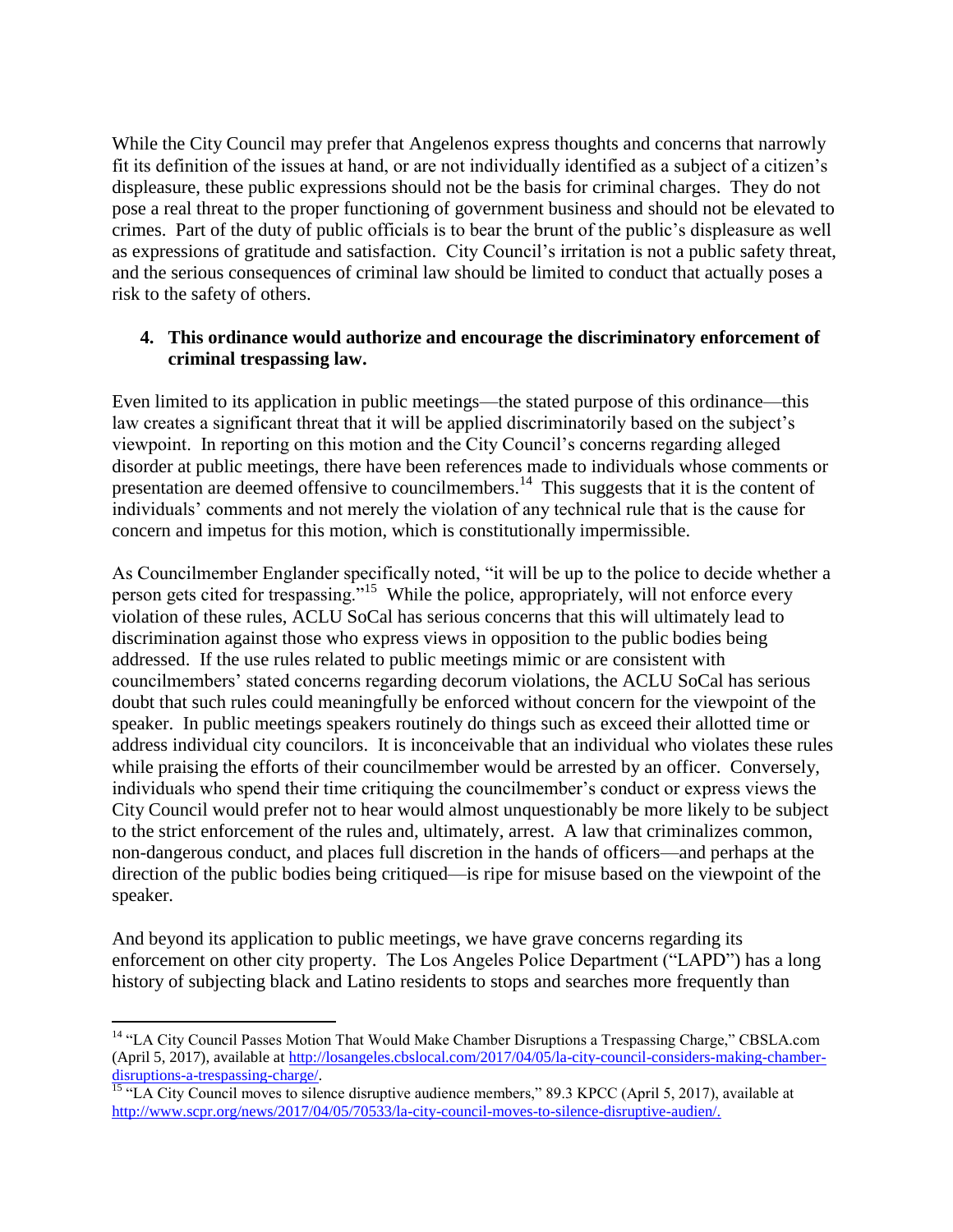While the City Council may prefer that Angelenos express thoughts and concerns that narrowly fit its definition of the issues at hand, or are not individually identified as a subject of a citizen's displeasure, these public expressions should not be the basis for criminal charges. They do not pose a real threat to the proper functioning of government business and should not be elevated to crimes. Part of the duty of public officials is to bear the brunt of the public's displeasure as well as expressions of gratitude and satisfaction. City Council's irritation is not a public safety threat, and the serious consequences of criminal law should be limited to conduct that actually poses a risk to the safety of others.

**4. This ordinance would authorize and encourage the discriminatory enforcement of criminal trespassing law.**

Even limited to its application in public meetings—the stated purpose of this ordinance—this law creates a significant threat that it will be applied discriminatorily based on the subject's viewpoint. In reporting on this motion and the City Council's concerns regarding alleged disorder at public meetings, there have been references made to individuals whose comments or presentation are deemed offensive to councilmembers.[14] This suggests that it is the content of individuals' comments and not merely the violation of any technical rule that is the cause for concern and impetus for this motion, which is constitutionally impermissible.

As Councilmember Englander specifically noted, "it will be up to the police to decide whether a person gets cited for trespassing."[15] While the police, appropriately, will not enforce every violation of these rules, ACLU SoCal has serious concerns that this will ultimately lead to discrimination against those who express views in opposition to the public bodies being addressed. If the use rules related to public meetings mimic or are consistent with councilmembers' stated concerns regarding decorum violations, the ACLU SoCal has serious doubt that such rules could meaningfully be enforced without concern for the viewpoint of the speaker. In public meetings speakers routinely do things such as exceed their allotted time or address individual city councilors. It is inconceivable that an individual who violates these rules while praising the efforts of their councilmember would be arrested by an officer. Conversely, individuals who spend their time critiquing the councilmember's conduct or express views the City Council would prefer not to hear would almost unquestionably be more likely to be subject to the strict enforcement of the rules and, ultimately, arrest. A law that criminalizes common, non-dangerous conduct, and places full discretion in the hands of officers—and perhaps at the direction of the public bodies being critiqued—is ripe for misuse based on the viewpoint of the speaker.

And beyond its application to public meetings, we have grave concerns regarding its enforcement on other city property. The Los Angeles Police Department ("LAPD") has a long history of subjecting black and Latino residents to stops and searches more frequently than

---

[14] "LA City Council Passes Motion That Would Make Chamber Disruptions a Trespassing Charge," CBSLA.com (April 5, 2017), available at http://losangeles.cbslocal.com/2017/04/05/la-city-council-considers-making-chamber-disruptions-a-trespassing-charge/.

[15] "LA City Council moves to silence disruptive audience members," 89.3 KPCC (April 5, 2017), available at http://www.scpr.org/news/2017/04/05/70533/la-city-council-moves-to-silence-disruptive-audien/.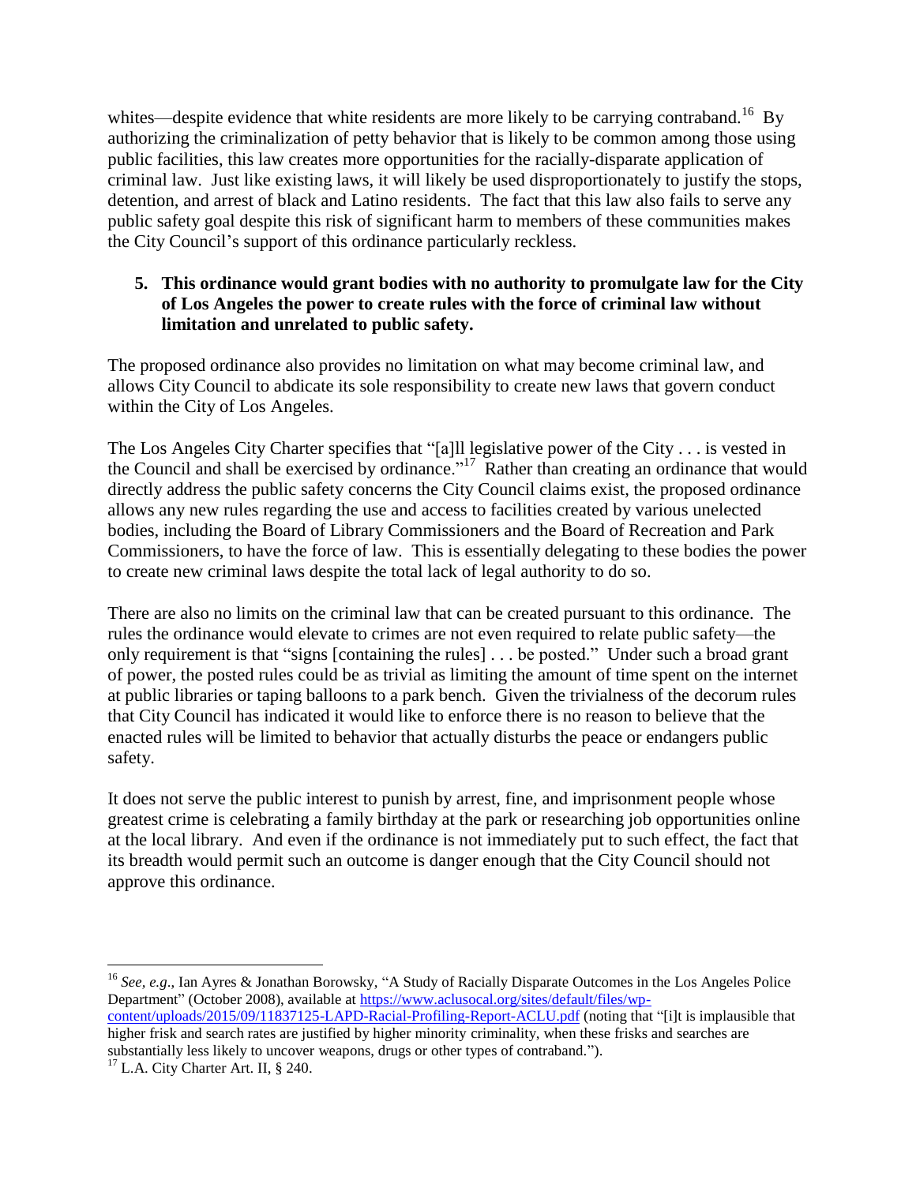whites—despite evidence that white residents are more likely to be carrying contraband.[16] By authorizing the criminalization of petty behavior that is likely to be common among those using public facilities, this law creates more opportunities for the racially-disparate application of criminal law. Just like existing laws, it will likely be used disproportionately to justify the stops, detention, and arrest of black and Latino residents. The fact that this law also fails to serve any public safety goal despite this risk of significant harm to members of these communities makes the City Council's support of this ordinance particularly reckless.

**5. This ordinance would grant bodies with no authority to promulgate law for the City of Los Angeles the power to create rules with the force of criminal law without limitation and unrelated to public safety.**

The proposed ordinance also provides no limitation on what may become criminal law, and allows City Council to abdicate its sole responsibility to create new laws that govern conduct within the City of Los Angeles.

The Los Angeles City Charter specifies that "[a]ll legislative power of the City . . . is vested in the Council and shall be exercised by ordinance."[17] Rather than creating an ordinance that would directly address the public safety concerns the City Council claims exist, the proposed ordinance allows any new rules regarding the use and access to facilities created by various unelected bodies, including the Board of Library Commissioners and the Board of Recreation and Park Commissioners, to have the force of law. This is essentially delegating to these bodies the power to create new criminal laws despite the total lack of legal authority to do so.

There are also no limits on the criminal law that can be created pursuant to this ordinance. The rules the ordinance would elevate to crimes are not even required to relate public safety—the only requirement is that "signs [containing the rules] . . . be posted." Under such a broad grant of power, the posted rules could be as trivial as limiting the amount of time spent on the internet at public libraries or taping balloons to a park bench. Given the trivialness of the decorum rules that City Council has indicated it would like to enforce there is no reason to believe that the enacted rules will be limited to behavior that actually disturbs the peace or endangers public safety.

It does not serve the public interest to punish by arrest, fine, and imprisonment people whose greatest crime is celebrating a family birthday at the park or researching job opportunities online at the local library. And even if the ordinance is not immediately put to such effect, the fact that its breadth would permit such an outcome is danger enough that the City Council should not approve this ordinance.

---

[16] *See, e.g.*, Ian Ayres & Jonathan Borowsky, "A Study of Racially Disparate Outcomes in the Los Angeles Police Department" (October 2008), available at https://www.aclusocal.org/sites/default/files/wp-content/uploads/2015/09/11837125-LAPD-Racial-Profiling-Report-ACLU.pdf (noting that "[i]t is implausible that higher frisk and search rates are justified by higher minority criminality, when these frisks and searches are substantially less likely to uncover weapons, drugs or other types of contraband.").

[17] L.A. City Charter Art. II, § 240.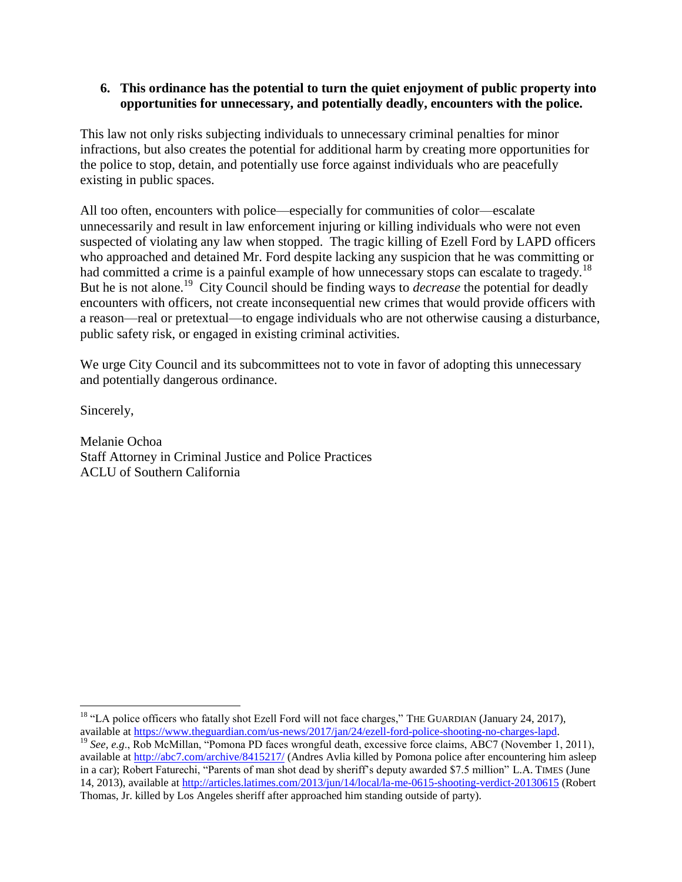**6. This ordinance has the potential to turn the quiet enjoyment of public property into opportunities for unnecessary, and potentially deadly, encounters with the police.**

This law not only risks subjecting individuals to unnecessary criminal penalties for minor infractions, but also creates the potential for additional harm by creating more opportunities for the police to stop, detain, and potentially use force against individuals who are peacefully existing in public spaces.

All too often, encounters with police—especially for communities of color—escalate unnecessarily and result in law enforcement injuring or killing individuals who were not even suspected of violating any law when stopped. The tragic killing of Ezell Ford by LAPD officers who approached and detained Mr. Ford despite lacking any suspicion that he was committing or had committed a crime is a painful example of how unnecessary stops can escalate to tragedy.[18] But he is not alone.[19] City Council should be finding ways to *decrease* the potential for deadly encounters with officers, not create inconsequential new crimes that would provide officers with a reason—real or pretextual—to engage individuals who are not otherwise causing a disturbance, public safety risk, or engaged in existing criminal activities.

We urge City Council and its subcommittees not to vote in favor of adopting this unnecessary and potentially dangerous ordinance.

Sincerely,

Melanie Ochoa
Staff Attorney in Criminal Justice and Police Practices
ACLU of Southern California

---

[18] "LA police officers who fatally shot Ezell Ford will not face charges," THE GUARDIAN (January 24, 2017), available at https://www.theguardian.com/us-news/2017/jan/24/ezell-ford-police-shooting-no-charges-lapd.

[19] *See, e.g.*, Rob McMillan, "Pomona PD faces wrongful death, excessive force claims, ABC7 (November 1, 2011), available at http://abc7.com/archive/8415217/ (Andres Avlia killed by Pomona police after encountering him asleep in a car); Robert Faturechi, "Parents of man shot dead by sheriff's deputy awarded $7.5 million" L.A. TIMES (June 14, 2013), available at http://articles.latimes.com/2013/jun/14/local/la-me-0615-shooting-verdict-20130615 (Robert Thomas, Jr. killed by Los Angeles sheriff after approached him standing outside of party).